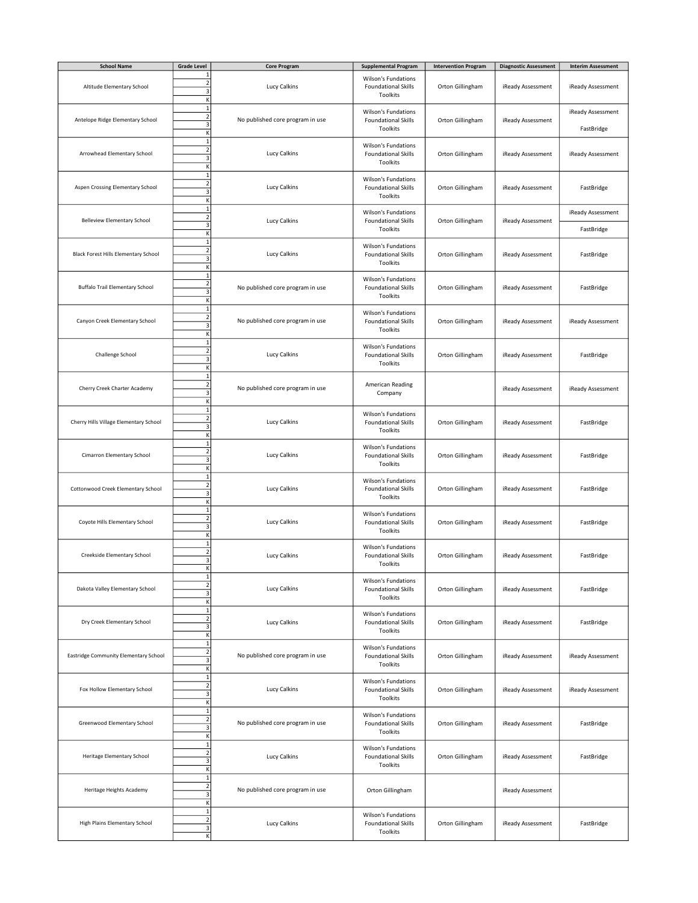| School Name | Grade Level | Core Program | Supplemental Program | Intervention Program | Diagnostic Assessment | Interim Assessment |
|---|---|---|---|---|---|---|
| Altitude Elementary School | 1, 2, 3, K | Lucy Calkins | Wilson's Fundations Foundational Skills Toolkits | Orton Gillingham | iReady Assessment | iReady Assessment |
| Antelope Ridge Elementary School | 1, 2, 3, K | No published core program in use | Wilson's Fundations Foundational Skills Toolkits | Orton Gillingham | iReady Assessment | iReady Assessment FastBridge |
| Arrowhead Elementary School | 1, 2, 3, K | Lucy Calkins | Wilson's Fundations Foundational Skills Toolkits | Orton Gillingham | iReady Assessment | iReady Assessment |
| Aspen Crossing Elementary School | 1, 2, 3, K | Lucy Calkins | Wilson's Fundations Foundational Skills Toolkits | Orton Gillingham | iReady Assessment | FastBridge |
| Belleview Elementary School | 1, 2, 3, K | Lucy Calkins | Wilson's Fundations Foundational Skills Toolkits | Orton Gillingham | iReady Assessment | iReady Assessment FastBridge |
| Black Forest Hills Elementary School | 1, 2, 3, K | Lucy Calkins | Wilson's Fundations Foundational Skills Toolkits | Orton Gillingham | iReady Assessment | FastBridge |
| Buffalo Trail Elementary School | 1, 2, 3, K | No published core program in use | Wilson's Fundations Foundational Skills Toolkits | Orton Gillingham | iReady Assessment | FastBridge |
| Canyon Creek Elementary School | 1, 2, 3, K | No published core program in use | Wilson's Fundations Foundational Skills Toolkits | Orton Gillingham | iReady Assessment | iReady Assessment |
| Challenge School | 1, 2, 3, K | Lucy Calkins | Wilson's Fundations Foundational Skills Toolkits | Orton Gillingham | iReady Assessment | FastBridge |
| Cherry Creek Charter Academy | 1, 2, 3, K | No published core program in use | American Reading Company | | iReady Assessment | iReady Assessment |
| Cherry Hills Village Elementary School | 1, 2, 3, K | Lucy Calkins | Wilson's Fundations Foundational Skills Toolkits | Orton Gillingham | iReady Assessment | FastBridge |
| Cimarron Elementary School | 1, 2, 3, K | Lucy Calkins | Wilson's Fundations Foundational Skills Toolkits | Orton Gillingham | iReady Assessment | FastBridge |
| Cottonwood Creek Elementary School | 1, 2, 3, K | Lucy Calkins | Wilson's Fundations Foundational Skills Toolkits | Orton Gillingham | iReady Assessment | FastBridge |
| Coyote Hills Elementary School | 1, 2, 3, K | Lucy Calkins | Wilson's Fundations Foundational Skills Toolkits | Orton Gillingham | iReady Assessment | FastBridge |
| Creekside Elementary School | 1, 2, 3, K | Lucy Calkins | Wilson's Fundations Foundational Skills Toolkits | Orton Gillingham | iReady Assessment | FastBridge |
| Dakota Valley Elementary School | 1, 2, 3, K | Lucy Calkins | Wilson's Fundations Foundational Skills Toolkits | Orton Gillingham | iReady Assessment | FastBridge |
| Dry Creek Elementary School | 1, 2, 3, K | Lucy Calkins | Wilson's Fundations Foundational Skills Toolkits | Orton Gillingham | iReady Assessment | FastBridge |
| Eastridge Community Elementary School | 1, 2, 3, K | No published core program in use | Wilson's Fundations Foundational Skills Toolkits | Orton Gillingham | iReady Assessment | iReady Assessment |
| Fox Hollow Elementary School | 1, 2, 3, K | Lucy Calkins | Wilson's Fundations Foundational Skills Toolkits | Orton Gillingham | iReady Assessment | iReady Assessment |
| Greenwood Elementary School | 1, 2, 3, K | No published core program in use | Wilson's Fundations Foundational Skills Toolkits | Orton Gillingham | iReady Assessment | FastBridge |
| Heritage Elementary School | 1, 2, 3, K | Lucy Calkins | Wilson's Fundations Foundational Skills Toolkits | Orton Gillingham | iReady Assessment | FastBridge |
| Heritage Heights Academy | 1, 2, 3, K | No published core program in use | Orton Gillingham | | iReady Assessment | |
| High Plains Elementary School | 1, 2, 3, K | Lucy Calkins | Wilson's Fundations Foundational Skills Toolkits | Orton Gillingham | iReady Assessment | FastBridge |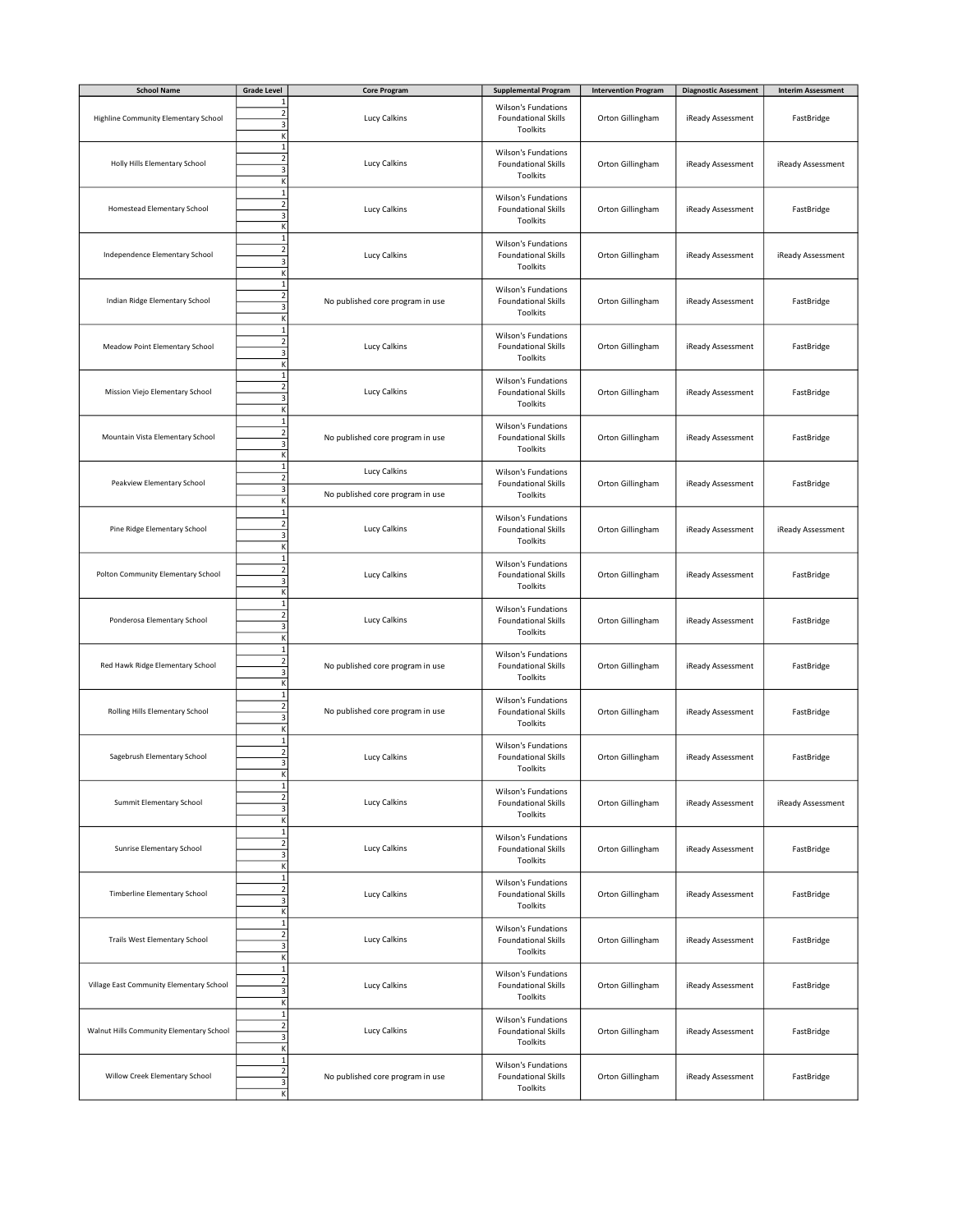| School Name | Grade Level | Core Program | Supplemental Program | Intervention Program | Diagnostic Assessment | Interim Assessment |
|---|---|---|---|---|---|---|
| Highline Community Elementary School | 1, 2, 3, K | Lucy Calkins | Wilson's Fundations Foundational Skills Toolkits | Orton Gillingham | iReady Assessment | FastBridge |
| Holly Hills Elementary School | 1, 2, 3, K | Lucy Calkins | Wilson's Fundations Foundational Skills Toolkits | Orton Gillingham | iReady Assessment | iReady Assessment |
| Homestead Elementary School | 1, 2, 3, K | Lucy Calkins | Wilson's Fundations Foundational Skills Toolkits | Orton Gillingham | iReady Assessment | FastBridge |
| Independence Elementary School | 1, 2, 3, K | Lucy Calkins | Wilson's Fundations Foundational Skills Toolkits | Orton Gillingham | iReady Assessment | iReady Assessment |
| Indian Ridge Elementary School | 1, 2, 3, K | No published core program in use | Wilson's Fundations Foundational Skills Toolkits | Orton Gillingham | iReady Assessment | FastBridge |
| Meadow Point Elementary School | 1, 2, 3, K | Lucy Calkins | Wilson's Fundations Foundational Skills Toolkits | Orton Gillingham | iReady Assessment | FastBridge |
| Mission Viejo Elementary School | 1, 2, 3, K | Lucy Calkins | Wilson's Fundations Foundational Skills Toolkits | Orton Gillingham | iReady Assessment | FastBridge |
| Mountain Vista Elementary School | 1, 2, 3, K | No published core program in use | Wilson's Fundations Foundational Skills Toolkits | Orton Gillingham | iReady Assessment | FastBridge |
| Peakview Elementary School | 1, 2 | Lucy Calkins | Wilson's Fundations Foundational Skills Toolkits | Orton Gillingham | iReady Assessment | FastBridge |
| | 3, K | No published core program in use | | | | |
| Pine Ridge Elementary School | 1, 2, 3, K | Lucy Calkins | Wilson's Fundations Foundational Skills Toolkits | Orton Gillingham | iReady Assessment | iReady Assessment |
| Polton Community Elementary School | 1, 2, 3, K | Lucy Calkins | Wilson's Fundations Foundational Skills Toolkits | Orton Gillingham | iReady Assessment | FastBridge |
| Ponderosa Elementary School | 1, 2, 3, K | Lucy Calkins | Wilson's Fundations Foundational Skills Toolkits | Orton Gillingham | iReady Assessment | FastBridge |
| Red Hawk Ridge Elementary School | 1, 2, 3, K | No published core program in use | Wilson's Fundations Foundational Skills Toolkits | Orton Gillingham | iReady Assessment | FastBridge |
| Rolling Hills Elementary School | 1, 2, 3, K | No published core program in use | Wilson's Fundations Foundational Skills Toolkits | Orton Gillingham | iReady Assessment | FastBridge |
| Sagebrush Elementary School | 1, 2, 3, K | Lucy Calkins | Wilson's Fundations Foundational Skills Toolkits | Orton Gillingham | iReady Assessment | FastBridge |
| Summit Elementary School | 1, 2, 3, K | Lucy Calkins | Wilson's Fundations Foundational Skills Toolkits | Orton Gillingham | iReady Assessment | iReady Assessment |
| Sunrise Elementary School | 1, 2, 3, K | Lucy Calkins | Wilson's Fundations Foundational Skills Toolkits | Orton Gillingham | iReady Assessment | FastBridge |
| Timberline Elementary School | 1, 2, 3, K | Lucy Calkins | Wilson's Fundations Foundational Skills Toolkits | Orton Gillingham | iReady Assessment | FastBridge |
| Trails West Elementary School | 1, 2, 3, K | Lucy Calkins | Wilson's Fundations Foundational Skills Toolkits | Orton Gillingham | iReady Assessment | FastBridge |
| Village East Community Elementary School | 1, 2, 3, K | Lucy Calkins | Wilson's Fundations Foundational Skills Toolkits | Orton Gillingham | iReady Assessment | FastBridge |
| Walnut Hills Community Elementary School | 1, 2, 3, K | Lucy Calkins | Wilson's Fundations Foundational Skills Toolkits | Orton Gillingham | iReady Assessment | FastBridge |
| Willow Creek Elementary School | 1, 2, 3, K | No published core program in use | Wilson's Fundations Foundational Skills Toolkits | Orton Gillingham | iReady Assessment | FastBridge |